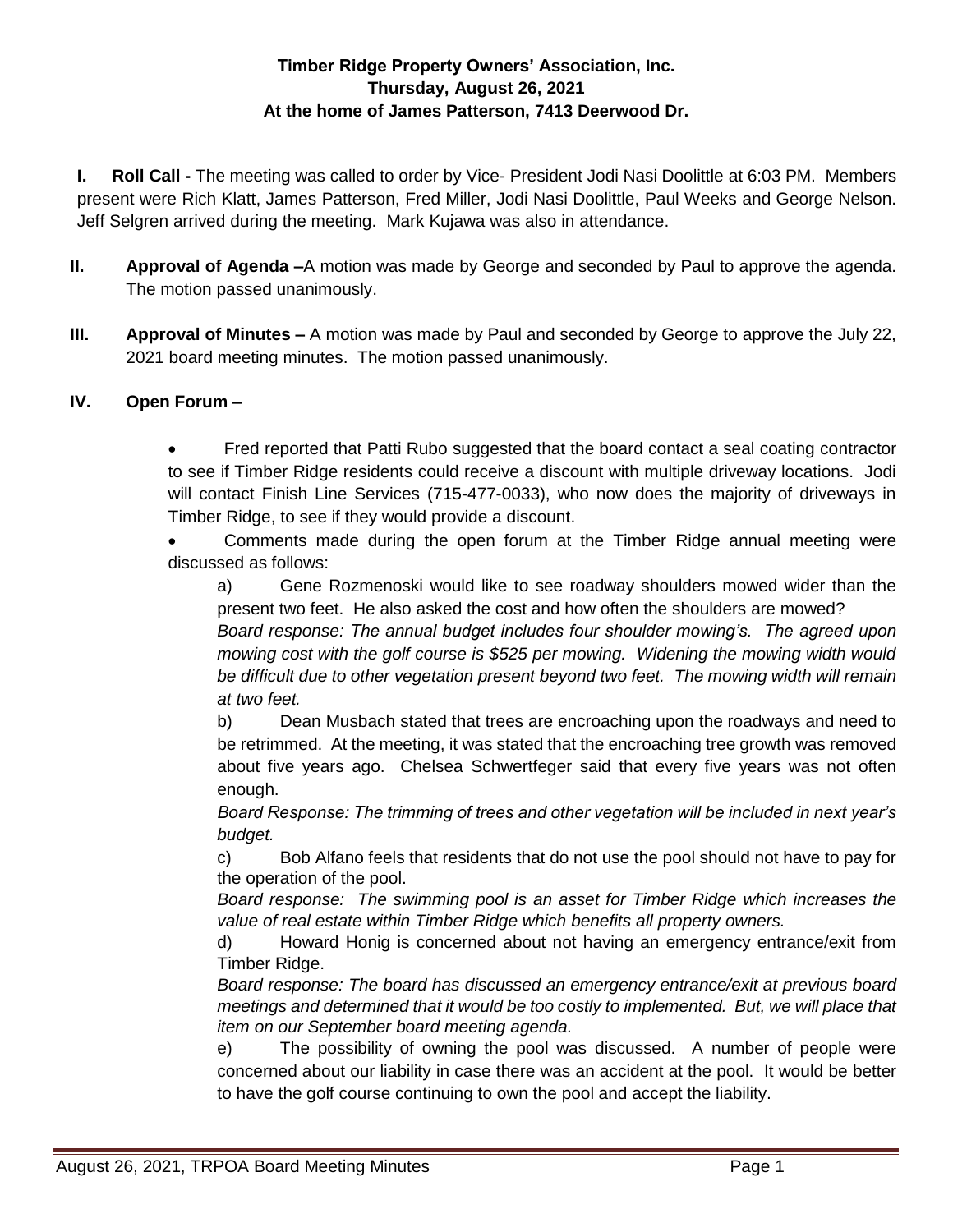**Timber Ridge Property Owners' Association, Inc.**
**Thursday, August 26, 2021**
**At the home of James Patterson, 7413 Deerwood Dr.**

**I. Roll Call -** The meeting was called to order by Vice- President Jodi Nasi Doolittle at 6:03 PM. Members present were Rich Klatt, James Patterson, Fred Miller, Jodi Nasi Doolittle, Paul Weeks and George Nelson. Jeff Selgren arrived during the meeting. Mark Kujawa was also in attendance.

**II. Approval of Agenda –**A motion was made by George and seconded by Paul to approve the agenda. The motion passed unanimously.

**III. Approval of Minutes –** A motion was made by Paul and seconded by George to approve the July 22, 2021 board meeting minutes. The motion passed unanimously.

**IV. Open Forum –**

- Fred reported that Patti Rubo suggested that the board contact a seal coating contractor to see if Timber Ridge residents could receive a discount with multiple driveway locations. Jodi will contact Finish Line Services (715-477-0033), who now does the majority of driveways in Timber Ridge, to see if they would provide a discount.
- Comments made during the open forum at the Timber Ridge annual meeting were discussed as follows:

  a) Gene Rozmenoski would like to see roadway shoulders mowed wider than the present two feet. He also asked the cost and how often the shoulders are mowed?
  *Board response: The annual budget includes four shoulder mowing's. The agreed upon mowing cost with the golf course is $525 per mowing. Widening the mowing width would be difficult due to other vegetation present beyond two feet. The mowing width will remain at two feet.*

  b) Dean Musbach stated that trees are encroaching upon the roadways and need to be retrimmed. At the meeting, it was stated that the encroaching tree growth was removed about five years ago. Chelsea Schwertfeger said that every five years was not often enough.
  *Board Response: The trimming of trees and other vegetation will be included in next year's budget.*

  c) Bob Alfano feels that residents that do not use the pool should not have to pay for the operation of the pool.
  *Board response: The swimming pool is an asset for Timber Ridge which increases the value of real estate within Timber Ridge which benefits all property owners.*

  d) Howard Honig is concerned about not having an emergency entrance/exit from Timber Ridge.
  *Board response: The board has discussed an emergency entrance/exit at previous board meetings and determined that it would be too costly to implemented. But, we will place that item on our September board meeting agenda.*

  e) The possibility of owning the pool was discussed. A number of people were concerned about our liability in case there was an accident at the pool. It would be better to have the golf course continuing to own the pool and accept the liability.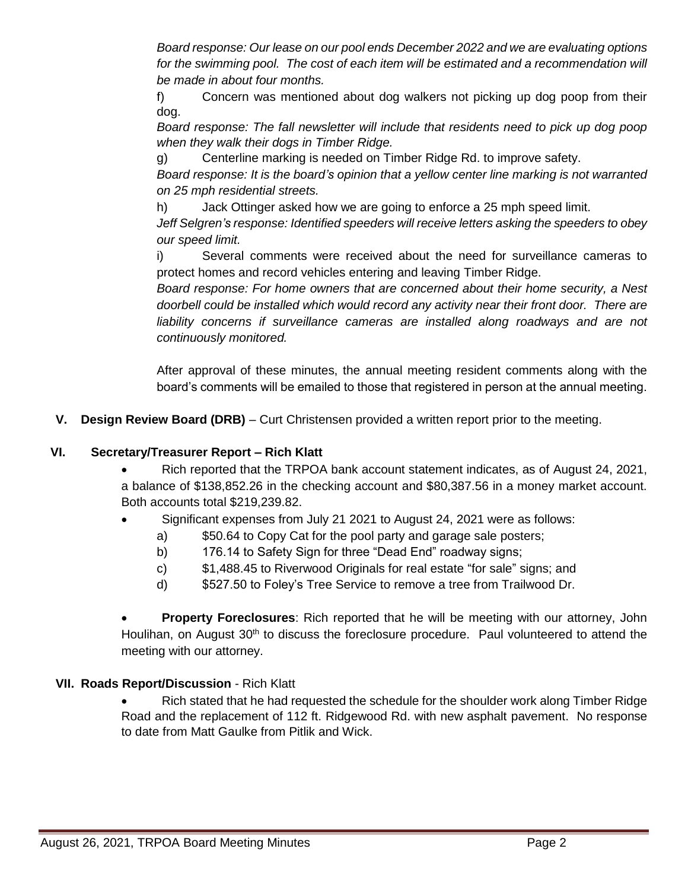*Board response: Our lease on our pool ends December 2022 and we are evaluating options for the swimming pool. The cost of each item will be estimated and a recommendation will be made in about four months.*

f) Concern was mentioned about dog walkers not picking up dog poop from their dog.

*Board response: The fall newsletter will include that residents need to pick up dog poop when they walk their dogs in Timber Ridge.*

g) Centerline marking is needed on Timber Ridge Rd. to improve safety.

*Board response: It is the board's opinion that a yellow center line marking is not warranted on 25 mph residential streets.*

h) Jack Ottinger asked how we are going to enforce a 25 mph speed limit.

*Jeff Selgren's response: Identified speeders will receive letters asking the speeders to obey our speed limit.*

i) Several comments were received about the need for surveillance cameras to protect homes and record vehicles entering and leaving Timber Ridge.

*Board response: For home owners that are concerned about their home security, a Nest doorbell could be installed which would record any activity near their front door. There are liability concerns if surveillance cameras are installed along roadways and are not continuously monitored.*

After approval of these minutes, the annual meeting resident comments along with the board's comments will be emailed to those that registered in person at the annual meeting.

**V. Design Review Board (DRB)** – Curt Christensen provided a written report prior to the meeting.

**VI. Secretary/Treasurer Report – Rich Klatt**

- Rich reported that the TRPOA bank account statement indicates, as of August 24, 2021, a balance of $138,852.26 in the checking account and $80,387.56 in a money market account. Both accounts total $219,239.82.
- Significant expenses from July 21 2021 to August 24, 2021 were as follows:
  a) $50.64 to Copy Cat for the pool party and garage sale posters;
  b) 176.14 to Safety Sign for three "Dead End" roadway signs;
  c) $1,488.45 to Riverwood Originals for real estate "for sale" signs; and
  d) $527.50 to Foley's Tree Service to remove a tree from Trailwood Dr.
- **Property Foreclosures**: Rich reported that he will be meeting with our attorney, John Houlihan, on August 30th to discuss the foreclosure procedure. Paul volunteered to attend the meeting with our attorney.

**VII. Roads Report/Discussion** - Rich Klatt

- Rich stated that he had requested the schedule for the shoulder work along Timber Ridge Road and the replacement of 112 ft. Ridgewood Rd. with new asphalt pavement. No response to date from Matt Gaulke from Pitlik and Wick.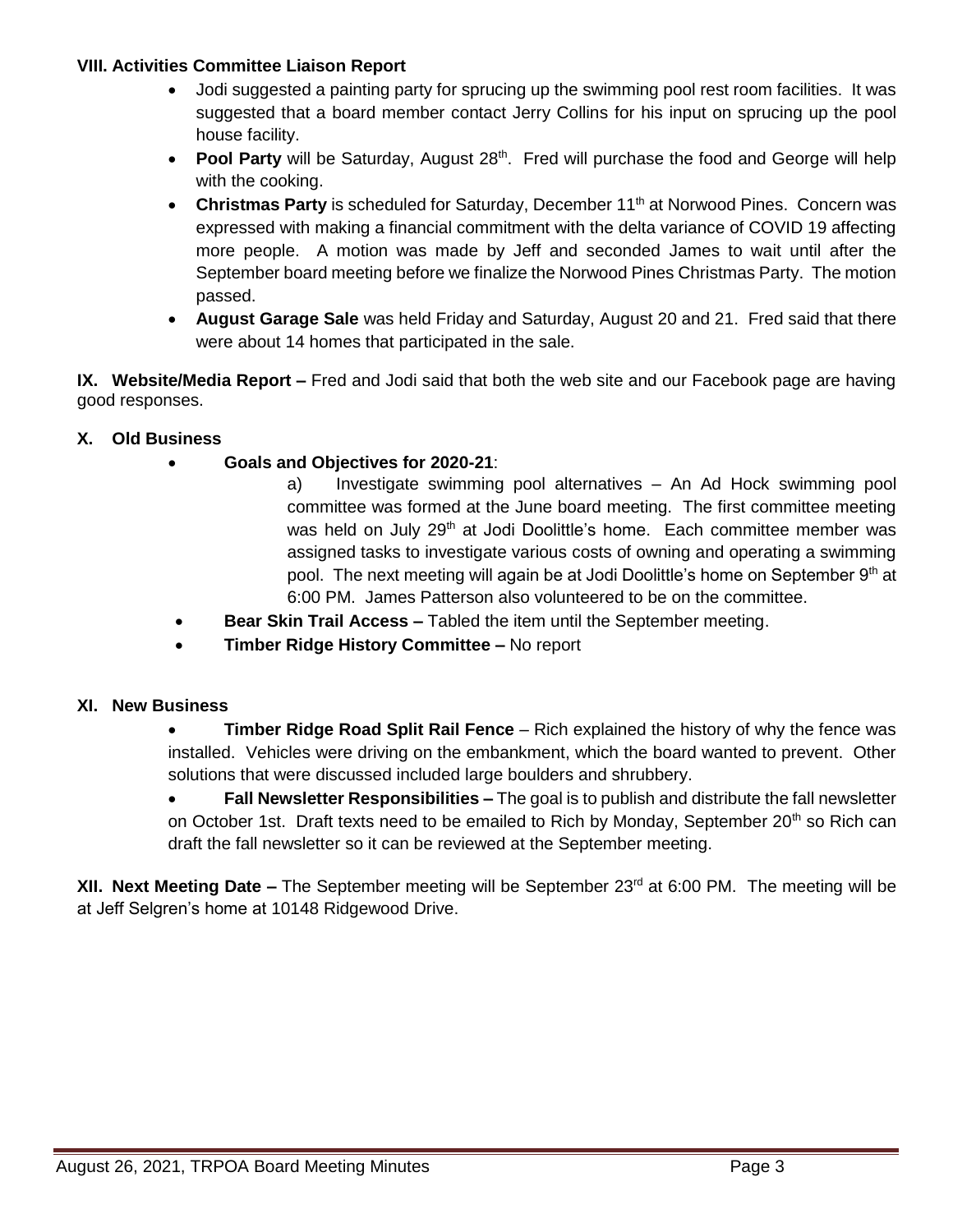**VIII. Activities Committee Liaison Report**

- Jodi suggested a painting party for sprucing up the swimming pool rest room facilities. It was suggested that a board member contact Jerry Collins for his input on sprucing up the pool house facility.
- **Pool Party** will be Saturday, August 28th. Fred will purchase the food and George will help with the cooking.
- **Christmas Party** is scheduled for Saturday, December 11th at Norwood Pines. Concern was expressed with making a financial commitment with the delta variance of COVID 19 affecting more people. A motion was made by Jeff and seconded James to wait until after the September board meeting before we finalize the Norwood Pines Christmas Party. The motion passed.
- **August Garage Sale** was held Friday and Saturday, August 20 and 21. Fred said that there were about 14 homes that participated in the sale.

**IX. Website/Media Report –** Fred and Jodi said that both the web site and our Facebook page are having good responses.

**X. Old Business**

- **Goals and Objectives for 2020-21**:
  
  a) Investigate swimming pool alternatives – An Ad Hock swimming pool committee was formed at the June board meeting. The first committee meeting was held on July 29th at Jodi Doolittle's home. Each committee member was assigned tasks to investigate various costs of owning and operating a swimming pool. The next meeting will again be at Jodi Doolittle's home on September 9th at 6:00 PM. James Patterson also volunteered to be on the committee.
- **Bear Skin Trail Access –** Tabled the item until the September meeting.
- **Timber Ridge History Committee –** No report

**XI. New Business**

- **Timber Ridge Road Split Rail Fence** – Rich explained the history of why the fence was installed. Vehicles were driving on the embankment, which the board wanted to prevent. Other solutions that were discussed included large boulders and shrubbery.
- **Fall Newsletter Responsibilities –** The goal is to publish and distribute the fall newsletter on October 1st. Draft texts need to be emailed to Rich by Monday, September 20th so Rich can draft the fall newsletter so it can be reviewed at the September meeting.

**XII. Next Meeting Date –** The September meeting will be September 23rd at 6:00 PM. The meeting will be at Jeff Selgren's home at 10148 Ridgewood Drive.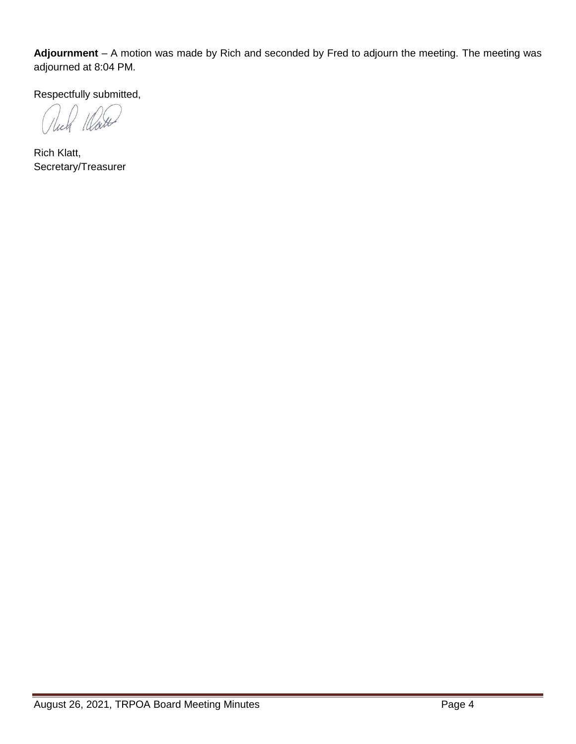**Adjournment** – A motion was made by Rich and seconded by Fred to adjourn the meeting. The meeting was adjourned at 8:04 PM.

Respectfully submitted,

Rich Klatt,
Secretary/Treasurer